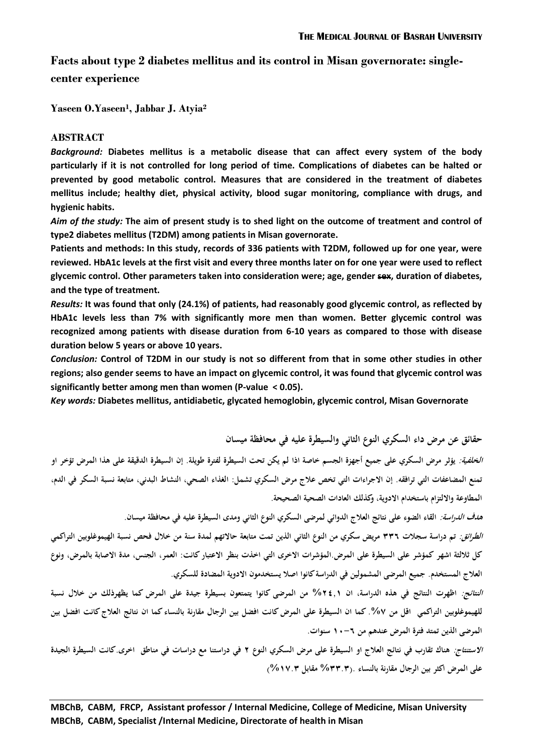# Facts about type 2 diabetes mellitus and its control in Misan governorate: single-center experience

**Yaseen O.Yaseen[1], Jabbar J. Atyia[2]**

## ABSTRACT

***Background:*** **Diabetes mellitus is a metabolic disease that can affect every system of the body particularly if it is not controlled for long period of time. Complications of diabetes can be halted or prevented by good metabolic control. Measures that are considered in the treatment of diabetes mellitus include; healthy diet, physical activity, blood sugar monitoring, compliance with drugs, and hygienic habits.**

***Aim of the study:*** **The aim of present study is to shed light on the outcome of treatment and control of type2 diabetes mellitus (T2DM) among patients in Misan governorate.**

**Patients and methods: In this study, records of 336 patients with T2DM, followed up for one year, were reviewed. HbA1c levels at the first visit and every three months later on for one year were used to reflect glycemic control. Other parameters taken into consideration were; age, gender ~~sex~~, duration of diabetes, and the type of treatment.**

***Results:*** **It was found that only (24.1%) of patients, had reasonably good glycemic control, as reflected by HbA1c levels less than 7% with significantly more men than women. Better glycemic control was recognized among patients with disease duration from 6-10 years as compared to those with disease duration below 5 years or above 10 years.**

***Conclusion:*** **Control of T2DM in our study is not so different from that in some other studies in other regions; also gender seems to have an impact on glycemic control, it was found that glycemic control was significantly better among men than women (P-value $< 0.05$).**

***Key words:*** **Diabetes mellitus, antidiabetic, glycated hemoglobin, glycemic control, Misan Governorate**

## حقائق عن مرض داء السكري النوع الثاني والسيطرة عليه في محافظة ميسان

***الخلفية:*** **يؤثر مرض السكري على جميع أجهزة الجسم خاصة اذا لم يكن تحت السيطرة لفترة طويلة. إن السيطرة الدقيقة على هذا المرض تؤخر او تمنع المضاعفات التي ترافقه. إن الاجراءات التي تخص علاج مرض السكري تشمل: الغذاء الصحي، النشاط البدني، متابعة نسبة السكر في الدم، المطاوعة والالتزام باستخدام الادوية، وكذلك العادات الصحية الصحيحة.**

***هدف الدراسة:*** **القاء الضوء على نتائج العلاج الدوائي لمرضى السكري النوع الثاني ومدى السيطرة عليه في محافظة ميسان.**

***الطرائق:*** **تم دراسة سجلات ٣٣٦ مريض سكري من النوع الثاني الذين تمت متابعة حالاتهم لمدة سنة من خلال فحص نسبة الهيموغلوبين التراكمي كل ثلاثة اشهر كمؤشر على السيطرة على المرض.المؤشرات الاخرى التي اخذت بنظر الاعتبار كانت: العمر، الجنس، مدة الاصابة بالمرض، ونوع العلاج المستخدم. جميع المرضى المشمولين في الدراسة كانوا اصلا يستخدمون الادوية المضادة للسكري.**

***النتائج:*** **اظهرت النتائج في هذه الدراسة، ان ٢٤,١% من المرضى كانوا يتمتعون بسيطرة جيدة على المرض كما يظهرذلك من خلال نسبة للهيموغلوبين التراكمي اقل من ٧%. كما ان السيطرة على المرض كانت افضل بين الرجال مقارنة بالنساء كما ان نتائج العلاج كانت افضل بين المرضى الذين تمتد فترة المرض عندهم من ٦–١٠ سنوات.**

***الاستنتاج:*** **هناك تقارب في نتائج العلاج او السيطرة على مرض السكري النوع ٢ في دراستنا مع دراسات في مناطق اخرى.كانت السيطرة الجيدة على المرض اكثر بين الرجال مقارنة بالنساء .(٣٣.٣% مقابل ١٧.٣%)**

---

**MBChB, CABM, FRCP, Assistant professor / Internal Medicine, College of Medicine, Misan University**
**MBChB, CABM, Specialist /Internal Medicine, Directorate of health in Misan**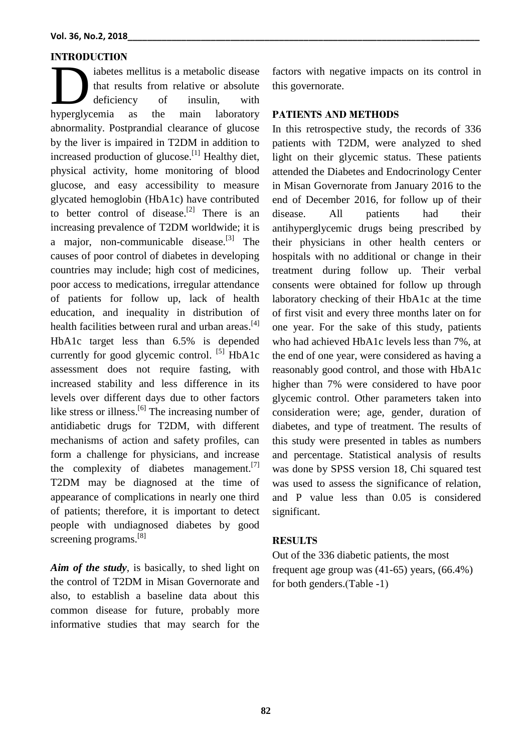## INTRODUCTION

Diabetes mellitus is a metabolic disease that results from relative or absolute deficiency of insulin, with hyperglycemia as the main laboratory abnormality. Postprandial clearance of glucose by the liver is impaired in T2DM in addition to increased production of glucose.[1] Healthy diet, physical activity, home monitoring of blood glucose, and easy accessibility to measure glycated hemoglobin (HbA1c) have contributed to better control of disease.[2] There is an increasing prevalence of T2DM worldwide; it is a major, non-communicable disease.[3] The causes of poor control of diabetes in developing countries may include; high cost of medicines, poor access to medications, irregular attendance of patients for follow up, lack of health education, and inequality in distribution of health facilities between rural and urban areas.[4] HbA1c target less than 6.5% is depended currently for good glycemic control. [5] HbA1c assessment does not require fasting, with increased stability and less difference in its levels over different days due to other factors like stress or illness.[6] The increasing number of antidiabetic drugs for T2DM, with different mechanisms of action and safety profiles, can form a challenge for physicians, and increase the complexity of diabetes management.[7] T2DM may be diagnosed at the time of appearance of complications in nearly one third of patients; therefore, it is important to detect people with undiagnosed diabetes by good screening programs.[8]

***Aim of the study***, is basically, to shed light on the control of T2DM in Misan Governorate and also, to establish a baseline data about this common disease for future, probably more informative studies that may search for the factors with negative impacts on its control in this governorate.

## PATIENTS AND METHODS

In this retrospective study, the records of 336 patients with T2DM, were analyzed to shed light on their glycemic status. These patients attended the Diabetes and Endocrinology Center in Misan Governorate from January 2016 to the end of December 2016, for follow up of their disease. All patients had their antihyperglycemic drugs being prescribed by their physicians in other health centers or hospitals with no additional or change in their treatment during follow up. Their verbal consents were obtained for follow up through laboratory checking of their HbA1c at the time of first visit and every three months later on for one year. For the sake of this study, patients who had achieved HbA1c levels less than 7%, at the end of one year, were considered as having a reasonably good control, and those with HbA1c higher than 7% were considered to have poor glycemic control. Other parameters taken into consideration were; age, gender, duration of diabetes, and type of treatment. The results of this study were presented in tables as numbers and percentage. Statistical analysis of results was done by SPSS version 18, Chi squared test was used to assess the significance of relation, and P value less than 0.05 is considered significant.

## RESULTS

Out of the 336 diabetic patients, the most frequent age group was (41-65) years, (66.4%) for both genders.(Table -1)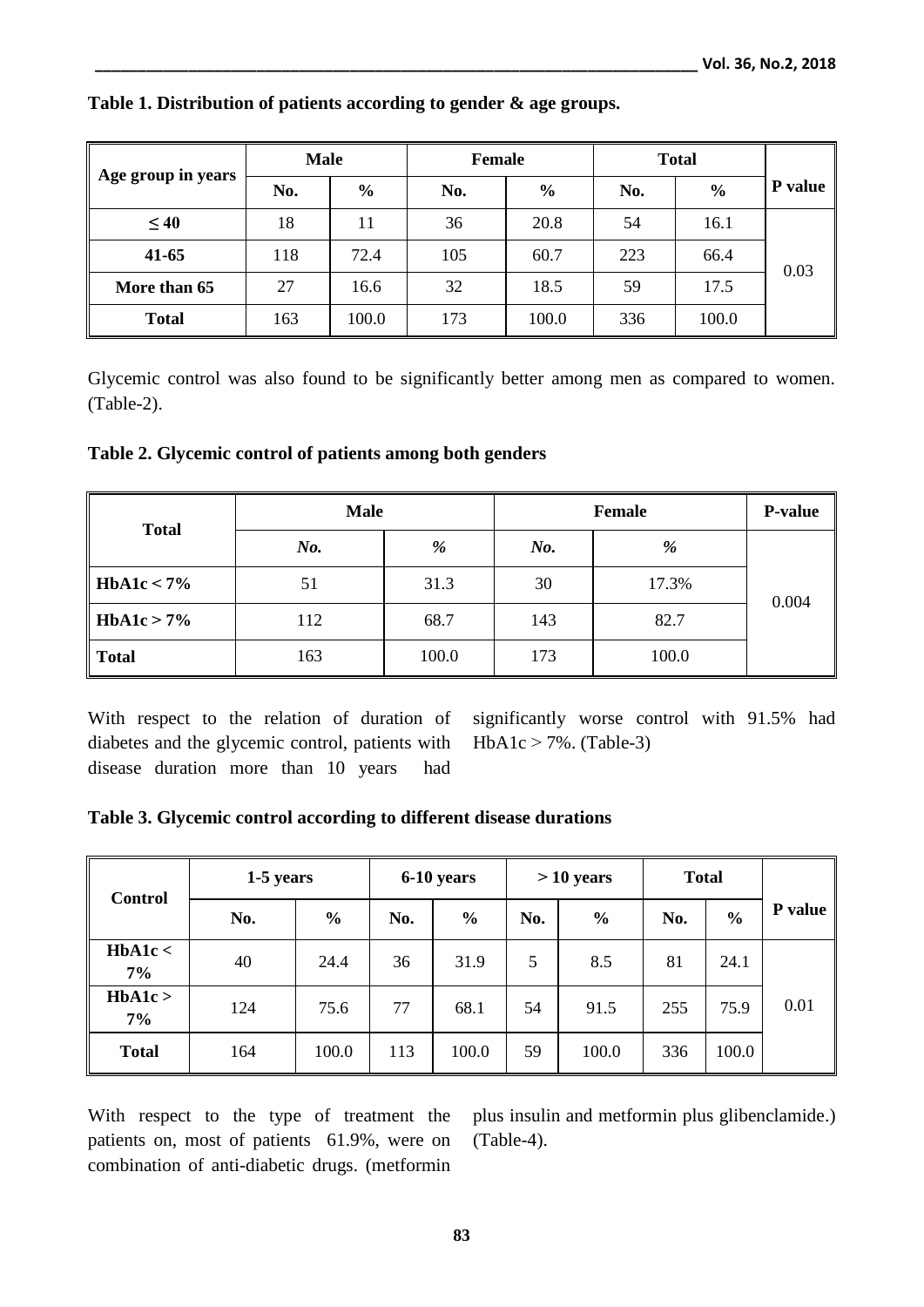**Table 1. Distribution of patients according to gender & age groups.**

| Age group in years | Male | | Female | | Total | | P value |
|---|---|---|---|---|---|---|---|
| | No. | % | No. | % | No. | % | |
| ≤ 40 | 18 | 11 | 36 | 20.8 | 54 | 16.1 | 0.03 |
| 41-65 | 118 | 72.4 | 105 | 60.7 | 223 | 66.4 | |
| More than 65 | 27 | 16.6 | 32 | 18.5 | 59 | 17.5 | |
| Total | 163 | 100.0 | 173 | 100.0 | 336 | 100.0 | |

Glycemic control was also found to be significantly better among men as compared to women. (Table-2).

**Table 2. Glycemic control of patients among both genders**

| Total | Male | | Female | | P-value |
|---|---|---|---|---|---|
| | *No.* | *%* | *No.* | *%* | |
| HbA1c < 7% | 51 | 31.3 | 30 | 17.3% | 0.004 |
| HbA1c > 7% | 112 | 68.7 | 143 | 82.7 | |
| Total | 163 | 100.0 | 173 | 100.0 | |

With respect to the relation of duration of diabetes and the glycemic control, patients with disease duration more than 10 years had significantly worse control with 91.5% had HbA1c > 7%. (Table-3)

**Table 3. Glycemic control according to different disease durations**

| Control | 1-5 years | | 6-10 years | | > 10 years | | Total | | P value |
|---|---|---|---|---|---|---|---|---|---|
| | No. | % | No. | % | No. | % | No. | % | |
| HbA1c < 7% | 40 | 24.4 | 36 | 31.9 | 5 | 8.5 | 81 | 24.1 | 0.01 |
| HbA1c > 7% | 124 | 75.6 | 77 | 68.1 | 54 | 91.5 | 255 | 75.9 | |
| Total | 164 | 100.0 | 113 | 100.0 | 59 | 100.0 | 336 | 100.0 | |

With respect to the type of treatment the patients on, most of patients 61.9%, were on combination of anti-diabetic drugs. (metformin plus insulin and metformin plus glibenclamide.) (Table-4).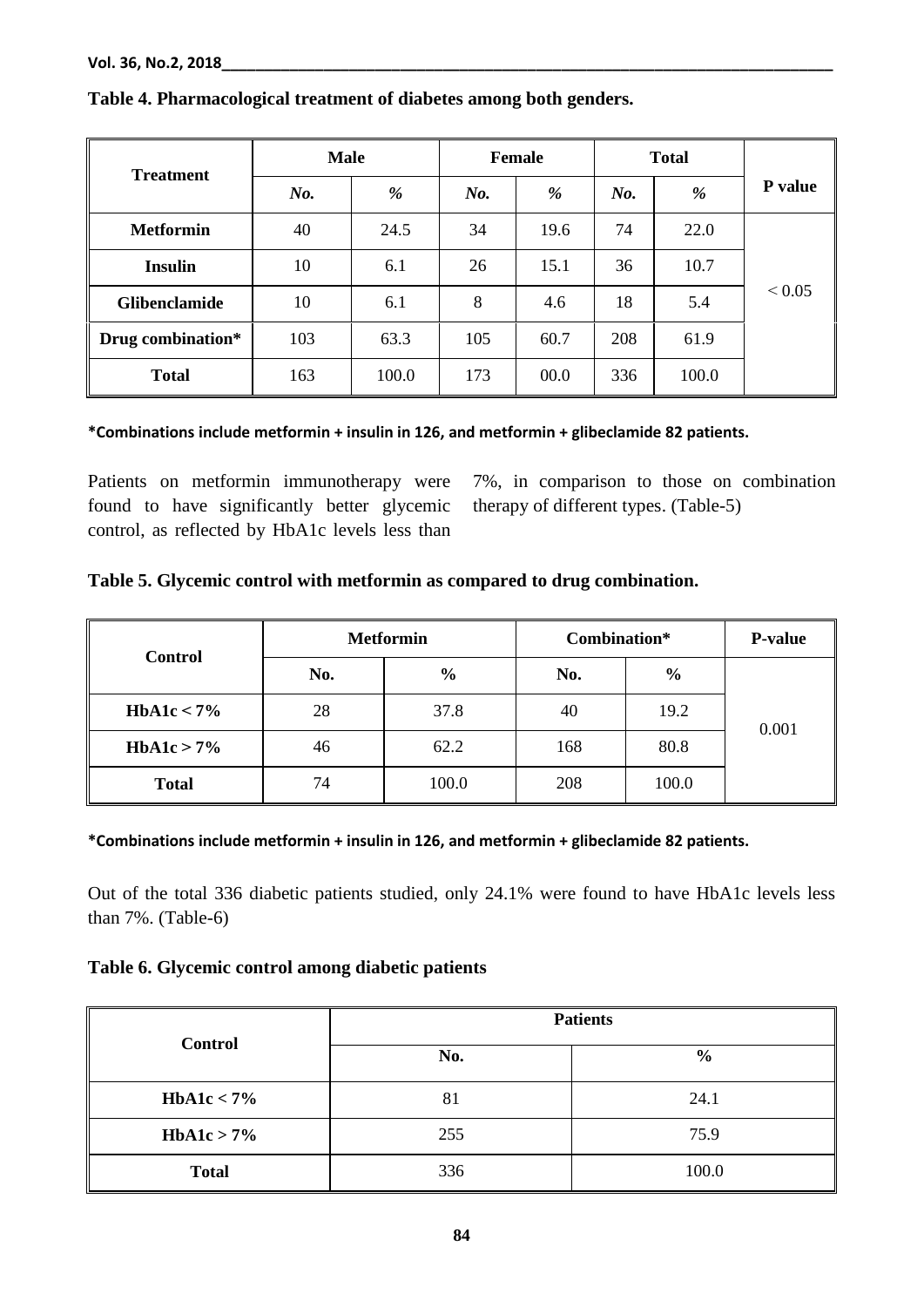**Table 4. Pharmacological treatment of diabetes among both genders.**

| Treatment | Male | | Female | | Total | | P value |
|---|---|---|---|---|---|---|---|
| | *No.* | *%* | *No.* | *%* | *No.* | *%* | |
| **Metformin** | 40 | 24.5 | 34 | 19.6 | 74 | 22.0 | < 0.05 |
| **Insulin** | 10 | 6.1 | 26 | 15.1 | 36 | 10.7 | |
| **Glibenclamide** | 10 | 6.1 | 8 | 4.6 | 18 | 5.4 | |
| **Drug combination*** | 103 | 63.3 | 105 | 60.7 | 208 | 61.9 | |
| **Total** | 163 | 100.0 | 173 | 00.0 | 336 | 100.0 | |

**\*Combinations include metformin + insulin in 126, and metformin + glibeclamide 82 patients.**

Patients on metformin immunotherapy were found to have significantly better glycemic control, as reflected by HbA1c levels less than 7%, in comparison to those on combination therapy of different types. (Table-5)

**Table 5. Glycemic control with metformin as compared to drug combination.**

| Control | Metformin | | Combination* | | P-value |
|---|---|---|---|---|---|
| | No. | % | No. | % | |
| **HbA1c < 7%** | 28 | 37.8 | 40 | 19.2 | 0.001 |
| **HbA1c > 7%** | 46 | 62.2 | 168 | 80.8 | |
| **Total** | 74 | 100.0 | 208 | 100.0 | |

**\*Combinations include metformin + insulin in 126, and metformin + glibeclamide 82 patients.**

Out of the total 336 diabetic patients studied, only 24.1% were found to have HbA1c levels less than 7%. (Table-6)

**Table 6. Glycemic control among diabetic patients**

| Control | Patients | |
|---|---|---|
| | No. | % |
| **HbA1c < 7%** | 81 | 24.1 |
| **HbA1c > 7%** | 255 | 75.9 |
| **Total** | 336 | 100.0 |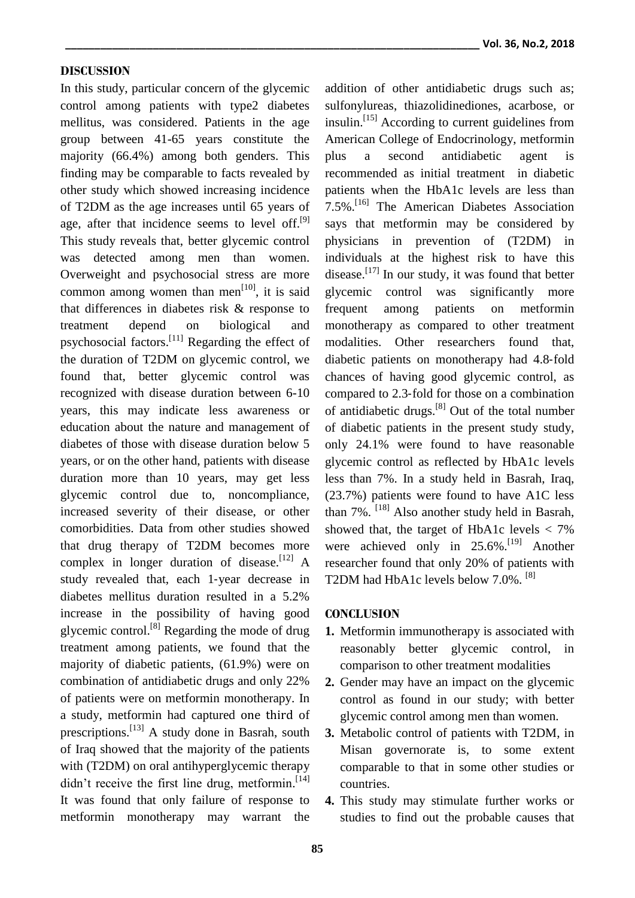## DISCUSSION

In this study, particular concern of the glycemic control among patients with type2 diabetes mellitus, was considered. Patients in the age group between 41-65 years constitute the majority (66.4%) among both genders. This finding may be comparable to facts revealed by other study which showed increasing incidence of T2DM as the age increases until 65 years of age, after that incidence seems to level off.[9] This study reveals that, better glycemic control was detected among men than women. Overweight and psychosocial stress are more common among women than men[10], it is said that differences in diabetes risk & response to treatment depend on biological and psychosocial factors.[11] Regarding the effect of the duration of T2DM on glycemic control, we found that, better glycemic control was recognized with disease duration between 6-10 years, this may indicate less awareness or education about the nature and management of diabetes of those with disease duration below 5 years, or on the other hand, patients with disease duration more than 10 years, may get less glycemic control due to, noncompliance, increased severity of their disease, or other comorbidities. Data from other studies showed that drug therapy of T2DM becomes more complex in longer duration of disease.[12] A study revealed that, each 1-year decrease in diabetes mellitus duration resulted in a 5.2% increase in the possibility of having good glycemic control.[8] Regarding the mode of drug treatment among patients, we found that the majority of diabetic patients, (61.9%) were on combination of antidiabetic drugs and only 22% of patients were on metformin monotherapy. In a study, metformin had captured one third of prescriptions.[13] A study done in Basrah, south of Iraq showed that the majority of the patients with (T2DM) on oral antihyperglycemic therapy didn't receive the first line drug, metformin.[14] It was found that only failure of response to metformin monotherapy may warrant the addition of other antidiabetic drugs such as; sulfonylureas, thiazolidinediones, acarbose, or insulin.[15] According to current guidelines from American College of Endocrinology, metformin plus a second antidiabetic agent is recommended as initial treatment in diabetic patients when the HbA1c levels are less than 7.5%.[16] The American Diabetes Association says that metformin may be considered by physicians in prevention of (T2DM) in individuals at the highest risk to have this disease.[17] In our study, it was found that better glycemic control was significantly more frequent among patients on metformin monotherapy as compared to other treatment modalities. Other researchers found that, diabetic patients on monotherapy had 4.8-fold chances of having good glycemic control, as compared to 2.3-fold for those on a combination of antidiabetic drugs.[8] Out of the total number of diabetic patients in the present study study, only 24.1% were found to have reasonable glycemic control as reflected by HbA1c levels less than 7%. In a study held in Basrah, Iraq, (23.7%) patients were found to have A1C less than 7%. [18] Also another study held in Basrah, showed that, the target of HbA1c levels < 7% were achieved only in 25.6%.[19] Another researcher found that only 20% of patients with T2DM had HbA1c levels below 7.0%. [8]

## CONCLUSION

1. Metformin immunotherapy is associated with reasonably better glycemic control, in comparison to other treatment modalities
2. Gender may have an impact on the glycemic control as found in our study; with better glycemic control among men than women.
3. Metabolic control of patients with T2DM, in Misan governorate is, to some extent comparable to that in some other studies or countries.
4. This study may stimulate further works or studies to find out the probable causes that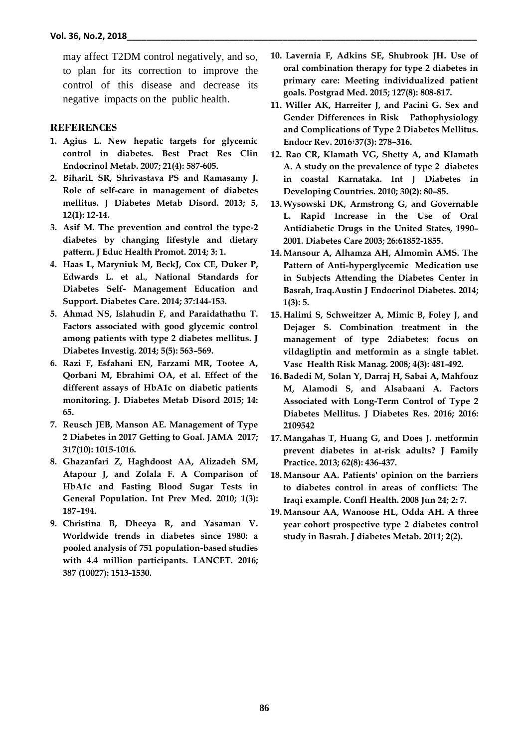may affect T2DM control negatively, and so, to plan for its correction to improve the control of this disease and decrease its negative impacts on the public health.

## REFERENCES

1. **Agius L. New hepatic targets for glycemic control in diabetes. Best Pract Res Clin Endocrinol Metab. 2007; 21(4): 587-605.**
2. **BihariL SR, Shrivastava PS and Ramasamy J. Role of self-care in management of diabetes mellitus. J Diabetes Metab Disord. 2013; 5, 12(1): 12-14.**
3. **Asif M. The prevention and control the type-2 diabetes by changing lifestyle and dietary pattern. J Educ Health Promot. 2014; 3: 1.**
4. **Haas L, Maryniuk M, BeckJ, Cox CE, Duker P, Edwards L. et al., National Standards for Diabetes Self- Management Education and Support. Diabetes Care. 2014; 37:144-153.**
5. **Ahmad NS, Islahudin F, and Paraidathathu T. Factors associated with good glycemic control among patients with type 2 diabetes mellitus. J Diabetes Investig. 2014; 5(5): 563–569.**
6. **Razi F, Esfahani EN, Farzami MR, Tootee A, Qorbani M, Ebrahimi OA, et al. Effect of the different assays of HbA1c on diabetic patients monitoring. J. Diabetes Metab Disord 2015; 14: 65.**
7. **Reusch JEB, Manson AE. Management of Type 2 Diabetes in 2017 Getting to Goal. JAMA 2017; 317(10): 1015-1016.**
8. **Ghazanfari Z, Haghdoost AA, Alizadeh SM, Atapour J, and Zolala F. A Comparison of HbA1c and Fasting Blood Sugar Tests in General Population. Int Prev Med. 2010; 1(3): 187–194.**
9. **Christina B, Dheeya R, and Yasaman V. Worldwide trends in diabetes since 1980: a pooled analysis of 751 population-based studies with 4.4 million participants. LANCET. 2016; 387 (10027): 1513-1530.**
10. **Lavernia F, Adkins SE, Shubrook JH. Use of oral combination therapy for type 2 diabetes in primary care: Meeting individualized patient goals. Postgrad Med. 2015; 127(8): 808-817.**
11. **Willer AK, Harreiter J, and Pacini G. Sex and Gender Differences in Risk Pathophysiology and Complications of Type 2 Diabetes Mellitus. Endocr Rev. 2016؛37(3): 278–316.**
12. **Rao CR, Klamath VG, Shetty A, and Klamath A. A study on the prevalence of type 2 diabetes in coastal Karnataka. Int J Diabetes in Developing Countries. 2010; 30(2): 80–85.**
13. **Wysowski DK, Armstrong G, and Governable L. Rapid Increase in the Use of Oral Antidiabetic Drugs in the United States, 1990–2001. Diabetes Care 2003; 26:61852-1855.**
14. **Mansour A, Alhamza AH, Almomin AMS. The Pattern of Anti-hyperglycemic Medication use in Subjects Attending the Diabetes Center in Basrah, Iraq.Austin J Endocrinol Diabetes. 2014; 1(3): 5.**
15. **Halimi S, Schweitzer A, Mimic B, Foley J, and Dejager S. Combination treatment in the management of type 2diabetes: focus on vildagliptin and metformin as a single tablet. Vasc Health Risk Manag. 2008; 4(3): 481-492.**
16. **Badedi M, Solan Y, Darraj H, Sabai A, Mahfouz M, Alamodi S, and Alsabaani A. Factors Associated with Long-Term Control of Type 2 Diabetes Mellitus. J Diabetes Res. 2016; 2016: 2109542**
17. **Mangahas T, Huang G, and Does J. metformin prevent diabetes in at-risk adults? J Family Practice. 2013; 62(8): 436-437.**
18. **Mansour AA. Patients' opinion on the barriers to diabetes control in areas of conflicts: The Iraqi example. Confl Health. 2008 Jun 24; 2: 7.**
19. **Mansour AA, Wanoose HL, Odda AH. A three year cohort prospective type 2 diabetes control study in Basrah. J diabetes Metab. 2011; 2(2).**